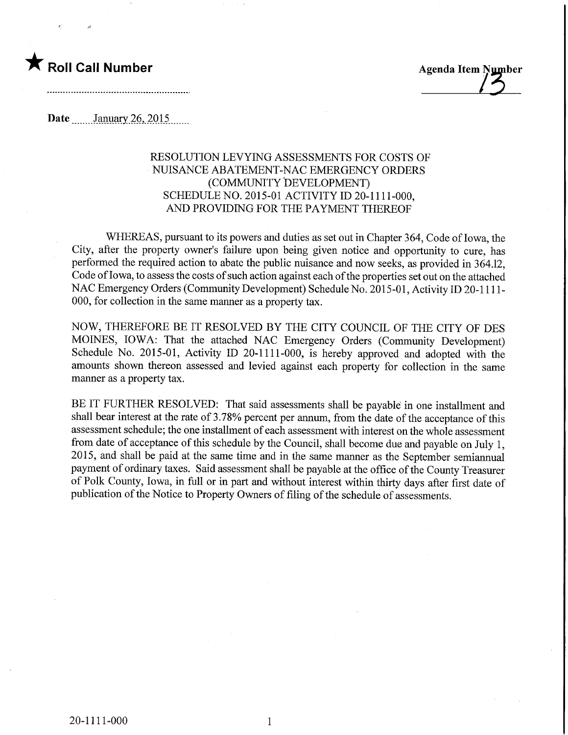★ **Roll Call Number**

**Agenda Item Number** 13

**Date** January 26, 2015

RESOLUTION LEVYING ASSESSMENTS FOR COSTS OF NUISANCE ABATEMENT-NAC EMERGENCY ORDERS (COMMUNITY DEVELOPMENT) SCHEDULE NO. 2015-01 ACTIVITY ID 20-1111-000, AND PROVIDING FOR THE PAYMENT THEREOF

WHEREAS, pursuant to its powers and duties as set out in Chapter 364, Code of Iowa, the City, after the property owner's failure upon being given notice and opportunity to cure, has performed the required action to abate the public nuisance and now seeks, as provided in 364.12, Code of Iowa, to assess the costs of such action against each of the properties set out on the attached NAC Emergency Orders (Community Development) Schedule No. 2015-01, Activity ID 20-1111-000, for collection in the same manner as a property tax.

NOW, THEREFORE BE IT RESOLVED BY THE CITY COUNCIL OF THE CITY OF DES MOINES, IOWA: That the attached NAC Emergency Orders (Community Development) Schedule No. 2015-01, Activity ID 20-1111-000, is hereby approved and adopted with the amounts shown thereon assessed and levied against each property for collection in the same manner as a property tax.

BE IT FURTHER RESOLVED: That said assessments shall be payable in one installment and shall bear interest at the rate of 3.78% percent per annum, from the date of the acceptance of this assessment schedule; the one installment of each assessment with interest on the whole assessment from date of acceptance of this schedule by the Council, shall become due and payable on July 1, 2015, and shall be paid at the same time and in the same manner as the September semiannual payment of ordinary taxes. Said assessment shall be payable at the office of the County Treasurer of Polk County, Iowa, in full or in part and without interest within thirty days after first date of publication of the Notice to Property Owners of filing of the schedule of assessments.

20-1111-000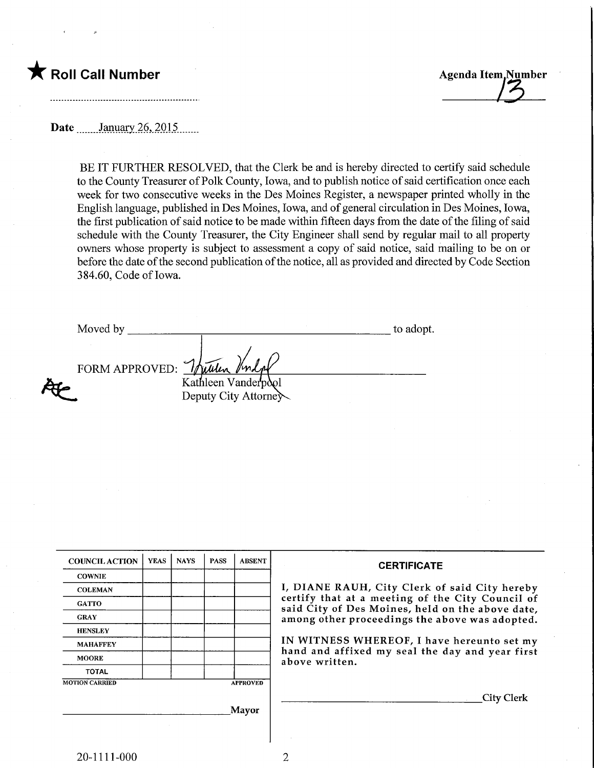★ **Roll Call Number**

..........................................................

**Agenda Item Number**

13

**Date** January 26, 2015

BE IT FURTHER RESOLVED, that the Clerk be and is hereby directed to certify said schedule to the County Treasurer of Polk County, Iowa, and to publish notice of said certification once each week for two consecutive weeks in the Des Moines Register, a newspaper printed wholly in the English language, published in Des Moines, Iowa, and of general circulation in Des Moines, Iowa, the first publication of said notice to be made within fifteen days from the date of the filing of said schedule with the County Treasurer, the City Engineer shall send by regular mail to all property owners whose property is subject to assessment a copy of said notice, said mailing to be on or before the date of the second publication of the notice, all as provided and directed by Code Section 384.60, Code of Iowa.

Moved by ______________________________________________ to adopt.

FORM APPROVED: Kathleen Vanderpool
Kathleen Vanderpool
Deputy City Attorney

| COUNCIL ACTION | YEAS | NAYS | PASS | ABSENT |
|---|---|---|---|---|
| COWNIE | | | | |
| COLEMAN | | | | |
| GATTO | | | | |
| GRAY | | | | |
| HENSLEY | | | | |
| MAHAFFEY | | | | |
| MOORE | | | | |
| TOTAL | | | | |

MOTION CARRIED APPROVED

______________________________ Mayor

**CERTIFICATE**

I, DIANE RAUH, City Clerk of said City hereby certify that at a meeting of the City Council of said City of Des Moines, held on the above date, among other proceedings the above was adopted.

IN WITNESS WHEREOF, I have hereunto set my hand and affixed my seal the day and year first above written.

______________________________ City Clerk

20-1111-000